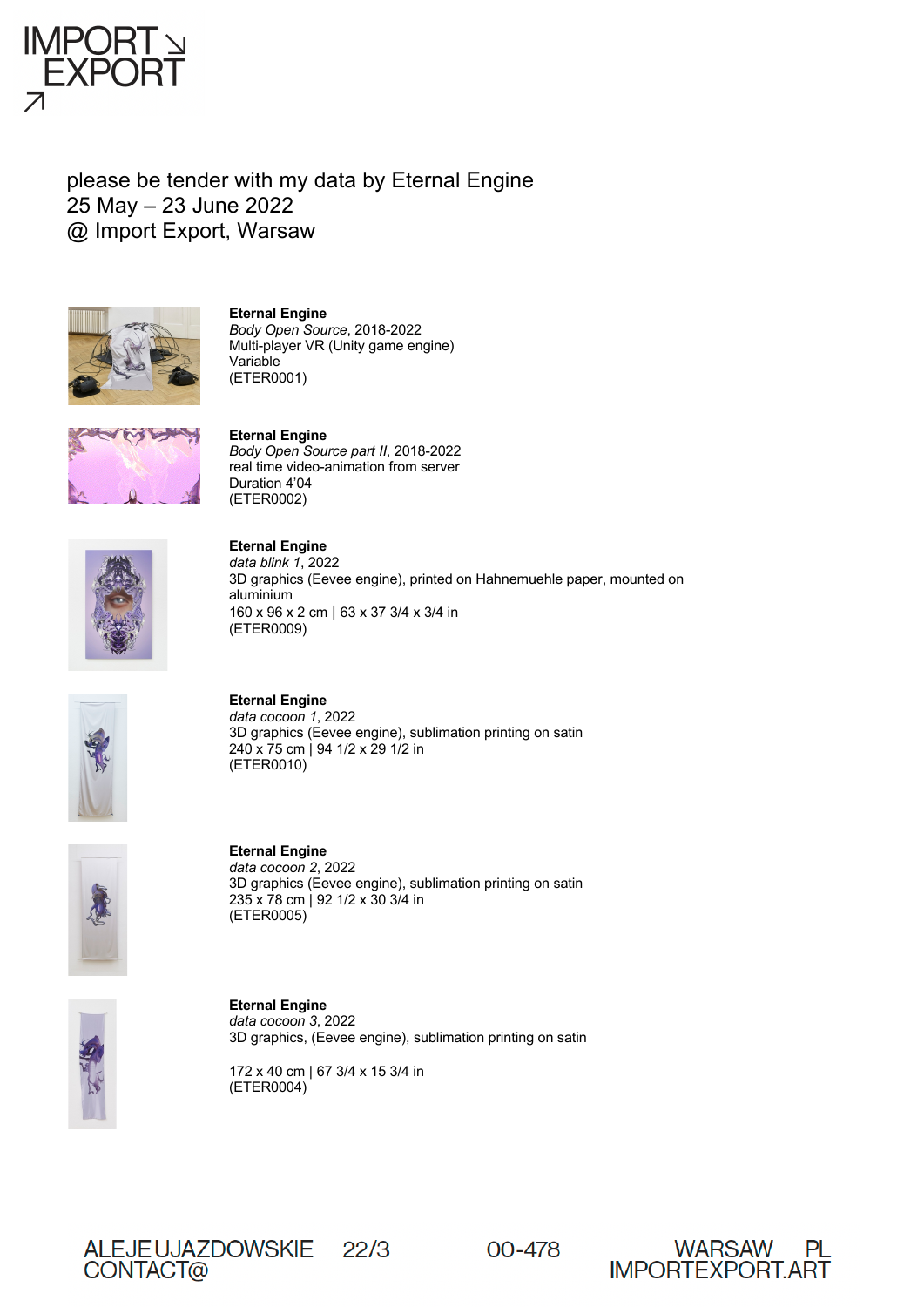please be tender with my data by Eternal Engine
25 May – 23 June 2022
@ Import Export, Warsaw

**Eternal Engine**
*Body Open Source*, 2018-2022
Multi-player VR (Unity game engine)
Variable
(ETER0001)

**Eternal Engine**
*Body Open Source part II*, 2018-2022
real time video-animation from server
Duration 4’04
(ETER0002)

**Eternal Engine**
*data blink 1*, 2022
3D graphics (Eevee engine), printed on Hahnemuehle paper, mounted on aluminium
160 x 96 x 2 cm | 63 x 37 3/4 x 3/4 in
(ETER0009)

**Eternal Engine**
*data cocoon 1*, 2022
3D graphics (Eevee engine), sublimation printing on satin
240 x 75 cm | 94 1/2 x 29 1/2 in
(ETER0010)

**Eternal Engine**
*data cocoon 2*, 2022
3D graphics (Eevee engine), sublimation printing on satin
235 x 78 cm | 92 1/2 x 30 3/4 in
(ETER0005)

**Eternal Engine**
*data cocoon 3*, 2022
3D graphics, (Eevee engine), sublimation printing on satin

172 x 40 cm | 67 3/4 x 15 3/4 in
(ETER0004)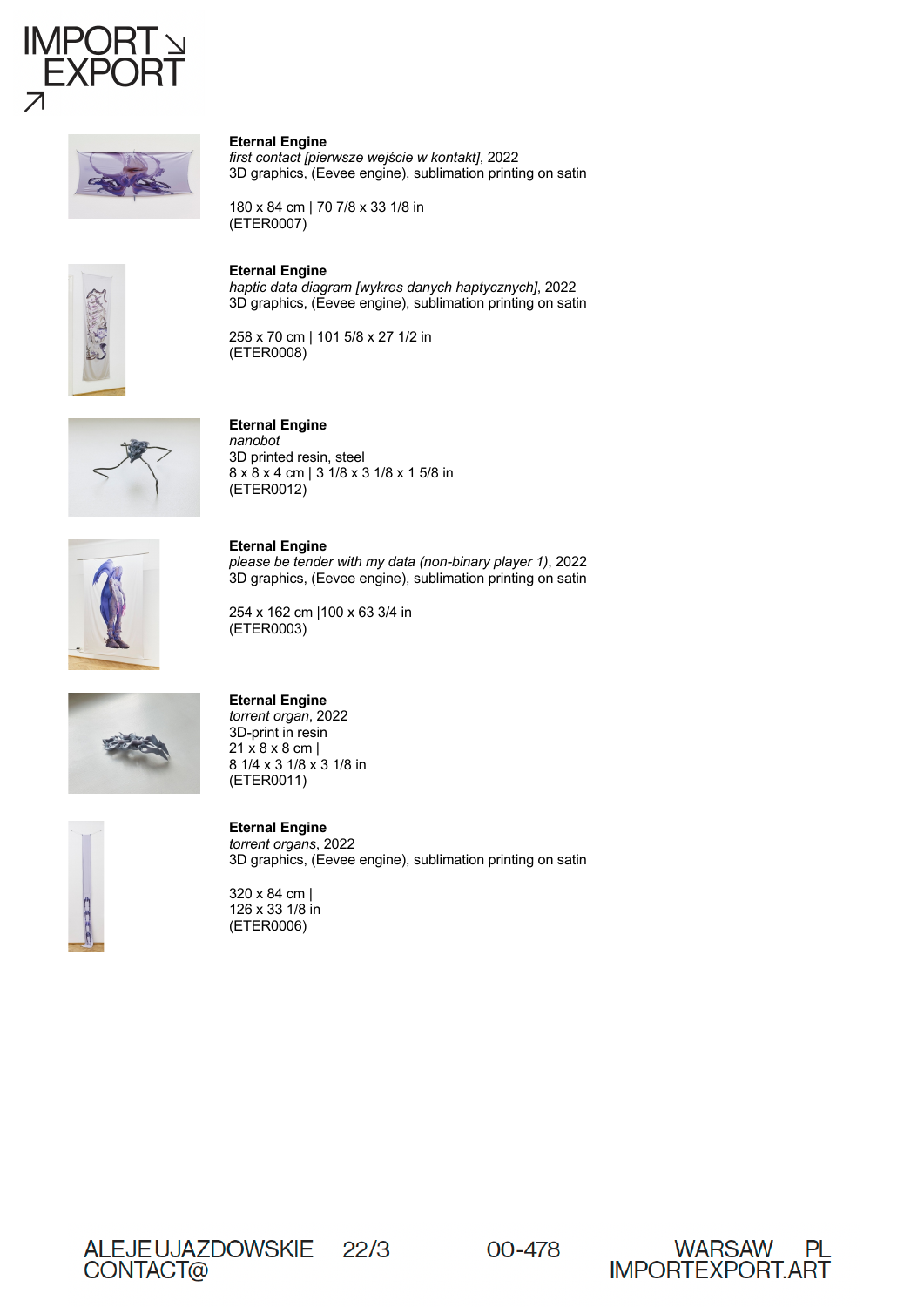**Eternal Engine**
*first contact [pierwsze wejście w kontakt]*, 2022
3D graphics, (Eevee engine), sublimation printing on satin

180 x 84 cm | 70 7/8 x 33 1/8 in
(ETER0007)

**Eternal Engine**
*haptic data diagram [wykres danych haptycznych]*, 2022
3D graphics, (Eevee engine), sublimation printing on satin

258 x 70 cm | 101 5/8 x 27 1/2 in
(ETER0008)

**Eternal Engine**
*nanobot*
3D printed resin, steel
8 x 8 x 4 cm | 3 1/8 x 3 1/8 x 1 5/8 in
(ETER0012)

**Eternal Engine**
*please be tender with my data (non-binary player 1)*, 2022
3D graphics, (Eevee engine), sublimation printing on satin

254 x 162 cm |100 x 63 3/4 in
(ETER0003)

**Eternal Engine**
*torrent organ*, 2022
3D-print in resin
21 x 8 x 8 cm |
8 1/4 x 3 1/8 x 3 1/8 in
(ETER0011)

**Eternal Engine**
*torrent organs*, 2022
3D graphics, (Eevee engine), sublimation printing on satin

320 x 84 cm |
126 x 33 1/8 in
(ETER0006)